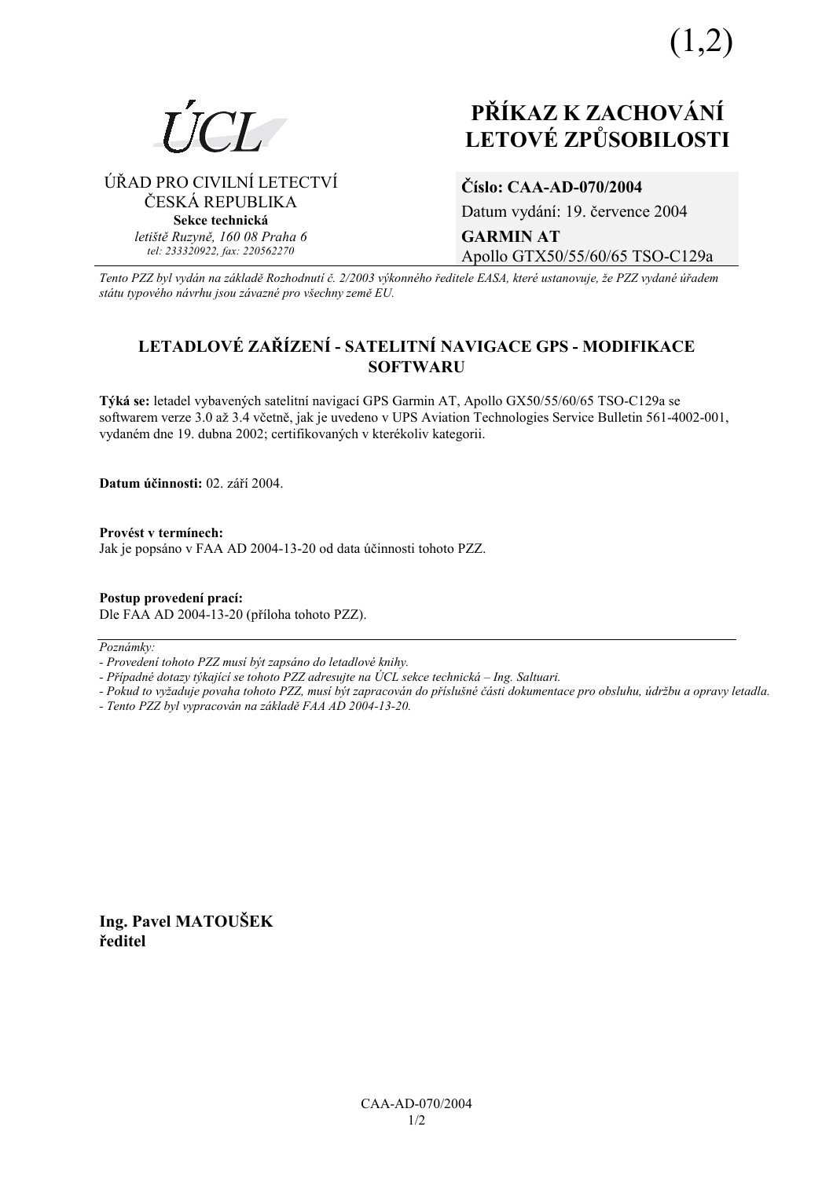(1,2)

ÚCL

ÚŘAD PRO CIVILNÍ LETECTVÍ
ČESKÁ REPUBLIKA
**Sekce technická**
*letiště Ruzyně, 160 08 Praha 6*
*tel: 233320922, fax: 220562270*

# PŘÍKAZ K ZACHOVÁNÍ LETOVÉ ZPŮSOBILOSTI

**Číslo: CAA-AD-070/2004**
Datum vydání: 19. července 2004
**GARMIN AT**
Apollo GTX50/55/60/65 TSO-C129a

*Tento PZZ byl vydán na základě Rozhodnutí č. 2/2003 výkonného ředitele EASA, které ustanovuje, že PZZ vydané úřadem státu typového návrhu jsou závazné pro všechny země EU.*

## LETADLOVÉ ZAŘÍZENÍ - SATELITNÍ NAVIGACE GPS - MODIFIKACE SOFTWARU

**Týká se:** letadel vybavených satelitní navigací GPS Garmin AT, Apollo GX50/55/60/65 TSO-C129a se softwarem verze 3.0 až 3.4 včetně, jak je uvedeno v UPS Aviation Technologies Service Bulletin 561-4002-001, vydaném dne 19. dubna 2002; certifikovaných v kterékoliv kategorii.

**Datum účinnosti:** 02. září 2004.

**Provést v termínech:**
Jak je popsáno v FAA AD 2004-13-20 od data účinnosti tohoto PZZ.

**Postup provedení prací:**
Dle FAA AD 2004-13-20 (příloha tohoto PZZ).

---

*Poznámky:*
- *Provedení tohoto PZZ musí být zapsáno do letadlové knihy.*
- *Případné dotazy týkající se tohoto PZZ adresujte na ÚCL sekce technická – Ing. Saltuari.*
- *Pokud to vyžaduje povaha tohoto PZZ, musí být zapracován do příslušné části dokumentace pro obsluhu, údržbu a opravy letadla.*
- *Tento PZZ byl vypracován na základě FAA AD 2004-13-20.*

**Ing. Pavel MATOUŠEK**
**ředitel**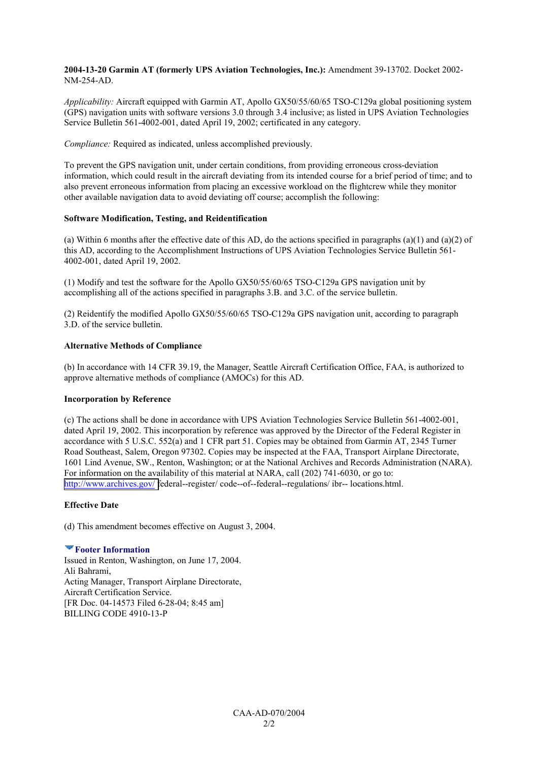**2004-13-20 Garmin AT (formerly UPS Aviation Technologies, Inc.):** Amendment 39-13702. Docket 2002-NM-254-AD.

*Applicability:* Aircraft equipped with Garmin AT, Apollo GX50/55/60/65 TSO-C129a global positioning system (GPS) navigation units with software versions 3.0 through 3.4 inclusive; as listed in UPS Aviation Technologies Service Bulletin 561-4002-001, dated April 19, 2002; certificated in any category.

*Compliance:* Required as indicated, unless accomplished previously.

To prevent the GPS navigation unit, under certain conditions, from providing erroneous cross-deviation information, which could result in the aircraft deviating from its intended course for a brief period of time; and to also prevent erroneous information from placing an excessive workload on the flightcrew while they monitor other available navigation data to avoid deviating off course; accomplish the following:

**Software Modification, Testing, and Reidentification**

(a) Within 6 months after the effective date of this AD, do the actions specified in paragraphs (a)(1) and (a)(2) of this AD, according to the Accomplishment Instructions of UPS Aviation Technologies Service Bulletin 561-4002-001, dated April 19, 2002.

(1) Modify and test the software for the Apollo GX50/55/60/65 TSO-C129a GPS navigation unit by accomplishing all of the actions specified in paragraphs 3.B. and 3.C. of the service bulletin.

(2) Reidentify the modified Apollo GX50/55/60/65 TSO-C129a GPS navigation unit, according to paragraph 3.D. of the service bulletin.

**Alternative Methods of Compliance**

(b) In accordance with 14 CFR 39.19, the Manager, Seattle Aircraft Certification Office, FAA, is authorized to approve alternative methods of compliance (AMOCs) for this AD.

**Incorporation by Reference**

(c) The actions shall be done in accordance with UPS Aviation Technologies Service Bulletin 561-4002-001, dated April 19, 2002. This incorporation by reference was approved by the Director of the Federal Register in accordance with 5 U.S.C. 552(a) and 1 CFR part 51. Copies may be obtained from Garmin AT, 2345 Turner Road Southeast, Salem, Oregon 97302. Copies may be inspected at the FAA, Transport Airplane Directorate, 1601 Lind Avenue, SW., Renton, Washington; or at the National Archives and Records Administration (NARA). For information on the availability of this material at NARA, call (202) 741-6030, or go to: http://www.archives.gov/ federal--register/ code--of--federal--regulations/ ibr-- locations.html.

**Effective Date**

(d) This amendment becomes effective on August 3, 2004.

**Footer Information**

Issued in Renton, Washington, on June 17, 2004.
Ali Bahrami,
Acting Manager, Transport Airplane Directorate,
Aircraft Certification Service.
[FR Doc. 04-14573 Filed 6-28-04; 8:45 am]
BILLING CODE 4910-13-P

CAA-AD-070/2004